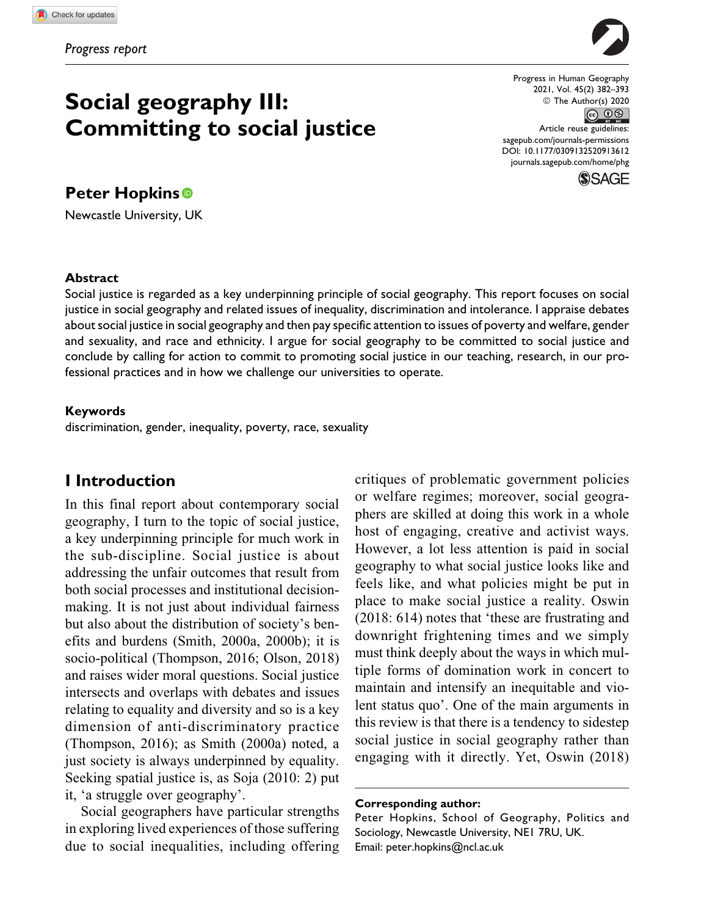*Progress report*

# Social geography III: Committing to social justice

**Peter Hopkins**

Newcastle University, UK

## Abstract

Social justice is regarded as a key underpinning principle of social geography. This report focuses on social justice in social geography and related issues of inequality, discrimination and intolerance. I appraise debates about social justice in social geography and then pay specific attention to issues of poverty and welfare, gender and sexuality, and race and ethnicity. I argue for social geography to be committed to social justice and conclude by calling for action to commit to promoting social justice in our teaching, research, in our professional practices and in how we challenge our universities to operate.

## Keywords

discrimination, gender, inequality, poverty, race, sexuality

## I Introduction

In this final report about contemporary social geography, I turn to the topic of social justice, a key underpinning principle for much work in the sub-discipline. Social justice is about addressing the unfair outcomes that result from both social processes and institutional decision-making. It is not just about individual fairness but also about the distribution of society's benefits and burdens (Smith, 2000a, 2000b); it is socio-political (Thompson, 2016; Olson, 2018) and raises wider moral questions. Social justice intersects and overlaps with debates and issues relating to equality and diversity and so is a key dimension of anti-discriminatory practice (Thompson, 2016); as Smith (2000a) noted, a just society is always underpinned by equality. Seeking spatial justice is, as Soja (2010: 2) put it, 'a struggle over geography'.

Social geographers have particular strengths in exploring lived experiences of those suffering due to social inequalities, including offering critiques of problematic government policies or welfare regimes; moreover, social geographers are skilled at doing this work in a whole host of engaging, creative and activist ways. However, a lot less attention is paid in social geography to what social justice looks like and feels like, and what policies might be put in place to make social justice a reality. Oswin (2018: 614) notes that 'these are frustrating and downright frightening times and we simply must think deeply about the ways in which multiple forms of domination work in concert to maintain and intensify an inequitable and violent status quo'. One of the main arguments in this review is that there is a tendency to sidestep social justice in social geography rather than engaging with it directly. Yet, Oswin (2018)

**Corresponding author:**
Peter Hopkins, School of Geography, Politics and Sociology, Newcastle University, NE1 7RU, UK.
Email: peter.hopkins@ncl.ac.uk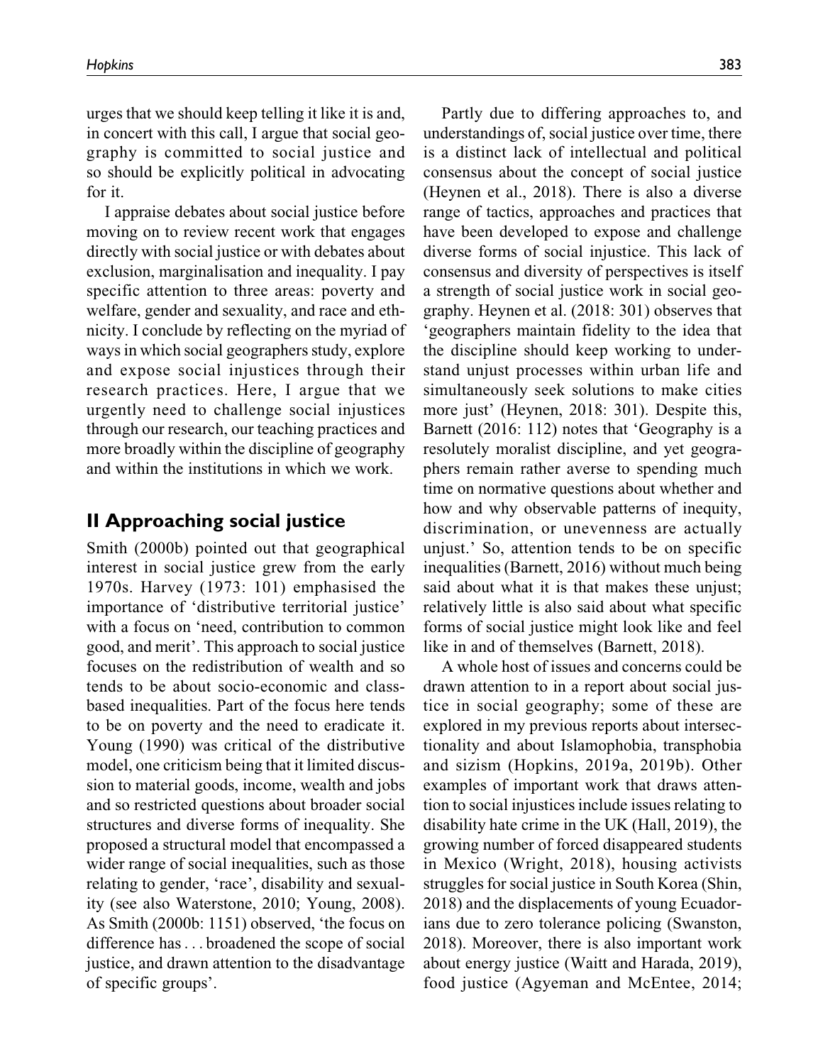urges that we should keep telling it like it is and, in concert with this call, I argue that social geography is committed to social justice and so should be explicitly political in advocating for it.

I appraise debates about social justice before moving on to review recent work that engages directly with social justice or with debates about exclusion, marginalisation and inequality. I pay specific attention to three areas: poverty and welfare, gender and sexuality, and race and ethnicity. I conclude by reflecting on the myriad of ways in which social geographers study, explore and expose social injustices through their research practices. Here, I argue that we urgently need to challenge social injustices through our research, our teaching practices and more broadly within the discipline of geography and within the institutions in which we work.

## II Approaching social justice

Smith (2000b) pointed out that geographical interest in social justice grew from the early 1970s. Harvey (1973: 101) emphasised the importance of 'distributive territorial justice' with a focus on 'need, contribution to common good, and merit'. This approach to social justice focuses on the redistribution of wealth and so tends to be about socio-economic and class-based inequalities. Part of the focus here tends to be on poverty and the need to eradicate it. Young (1990) was critical of the distributive model, one criticism being that it limited discussion to material goods, income, wealth and jobs and so restricted questions about broader social structures and diverse forms of inequality. She proposed a structural model that encompassed a wider range of social inequalities, such as those relating to gender, 'race', disability and sexuality (see also Waterstone, 2010; Young, 2008). As Smith (2000b: 1151) observed, 'the focus on difference has . . . broadened the scope of social justice, and drawn attention to the disadvantage of specific groups'.

Partly due to differing approaches to, and understandings of, social justice over time, there is a distinct lack of intellectual and political consensus about the concept of social justice (Heynen et al., 2018). There is also a diverse range of tactics, approaches and practices that have been developed to expose and challenge diverse forms of social injustice. This lack of consensus and diversity of perspectives is itself a strength of social justice work in social geography. Heynen et al. (2018: 301) observes that 'geographers maintain fidelity to the idea that the discipline should keep working to understand unjust processes within urban life and simultaneously seek solutions to make cities more just' (Heynen, 2018: 301). Despite this, Barnett (2016: 112) notes that 'Geography is a resolutely moralist discipline, and yet geographers remain rather averse to spending much time on normative questions about whether and how and why observable patterns of inequity, discrimination, or unevenness are actually unjust.' So, attention tends to be on specific inequalities (Barnett, 2016) without much being said about what it is that makes these unjust; relatively little is also said about what specific forms of social justice might look like and feel like in and of themselves (Barnett, 2018).

A whole host of issues and concerns could be drawn attention to in a report about social justice in social geography; some of these are explored in my previous reports about intersectionality and about Islamophobia, transphobia and sizism (Hopkins, 2019a, 2019b). Other examples of important work that draws attention to social injustices include issues relating to disability hate crime in the UK (Hall, 2019), the growing number of forced disappeared students in Mexico (Wright, 2018), housing activists struggles for social justice in South Korea (Shin, 2018) and the displacements of young Ecuadorians due to zero tolerance policing (Swanston, 2018). Moreover, there is also important work about energy justice (Waitt and Harada, 2019), food justice (Agyeman and McEntee, 2014;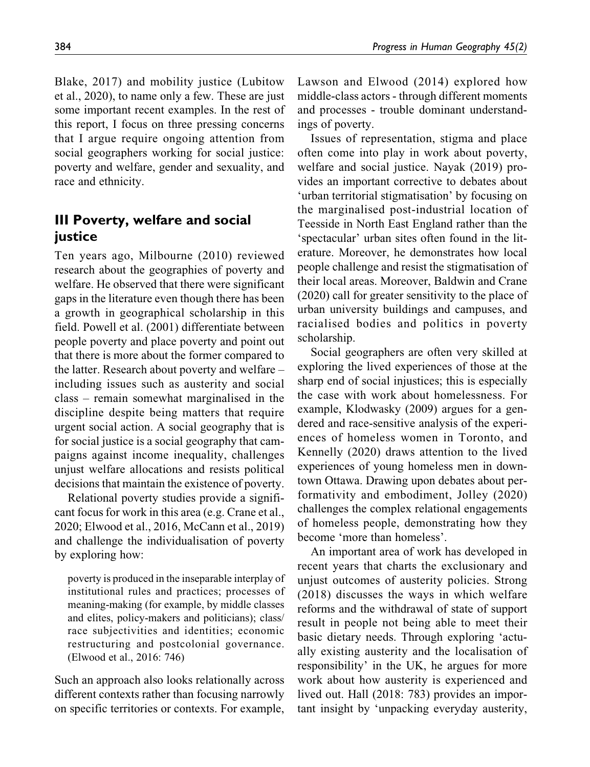Blake, 2017) and mobility justice (Lubitow et al., 2020), to name only a few. These are just some important recent examples. In the rest of this report, I focus on three pressing concerns that I argue require ongoing attention from social geographers working for social justice: poverty and welfare, gender and sexuality, and race and ethnicity.

## III Poverty, welfare and social justice

Ten years ago, Milbourne (2010) reviewed research about the geographies of poverty and welfare. He observed that there were significant gaps in the literature even though there has been a growth in geographical scholarship in this field. Powell et al. (2001) differentiate between people poverty and place poverty and point out that there is more about the former compared to the latter. Research about poverty and welfare – including issues such as austerity and social class – remain somewhat marginalised in the discipline despite being matters that require urgent social action. A social geography that is for social justice is a social geography that campaigns against income inequality, challenges unjust welfare allocations and resists political decisions that maintain the existence of poverty.

Relational poverty studies provide a significant focus for work in this area (e.g. Crane et al., 2020; Elwood et al., 2016, McCann et al., 2019) and challenge the individualisation of poverty by exploring how:

> poverty is produced in the inseparable interplay of institutional rules and practices; processes of meaning-making (for example, by middle classes and elites, policy-makers and politicians); class/race subjectivities and identities; economic restructuring and postcolonial governance. (Elwood et al., 2016: 746)

Such an approach also looks relationally across different contexts rather than focusing narrowly on specific territories or contexts. For example, Lawson and Elwood (2014) explored how middle-class actors - through different moments and processes - trouble dominant understandings of poverty.

Issues of representation, stigma and place often come into play in work about poverty, welfare and social justice. Nayak (2019) provides an important corrective to debates about 'urban territorial stigmatisation' by focusing on the marginalised post-industrial location of Teesside in North East England rather than the 'spectacular' urban sites often found in the literature. Moreover, he demonstrates how local people challenge and resist the stigmatisation of their local areas. Moreover, Baldwin and Crane (2020) call for greater sensitivity to the place of urban university buildings and campuses, and racialised bodies and politics in poverty scholarship.

Social geographers are often very skilled at exploring the lived experiences of those at the sharp end of social injustices; this is especially the case with work about homelessness. For example, Klodwasky (2009) argues for a gendered and race-sensitive analysis of the experiences of homeless women in Toronto, and Kennelly (2020) draws attention to the lived experiences of young homeless men in downtown Ottawa. Drawing upon debates about performativity and embodiment, Jolley (2020) challenges the complex relational engagements of homeless people, demonstrating how they become 'more than homeless'.

An important area of work has developed in recent years that charts the exclusionary and unjust outcomes of austerity policies. Strong (2018) discusses the ways in which welfare reforms and the withdrawal of state of support result in people not being able to meet their basic dietary needs. Through exploring 'actually existing austerity and the localisation of responsibility' in the UK, he argues for more work about how austerity is experienced and lived out. Hall (2018: 783) provides an important insight by 'unpacking everyday austerity,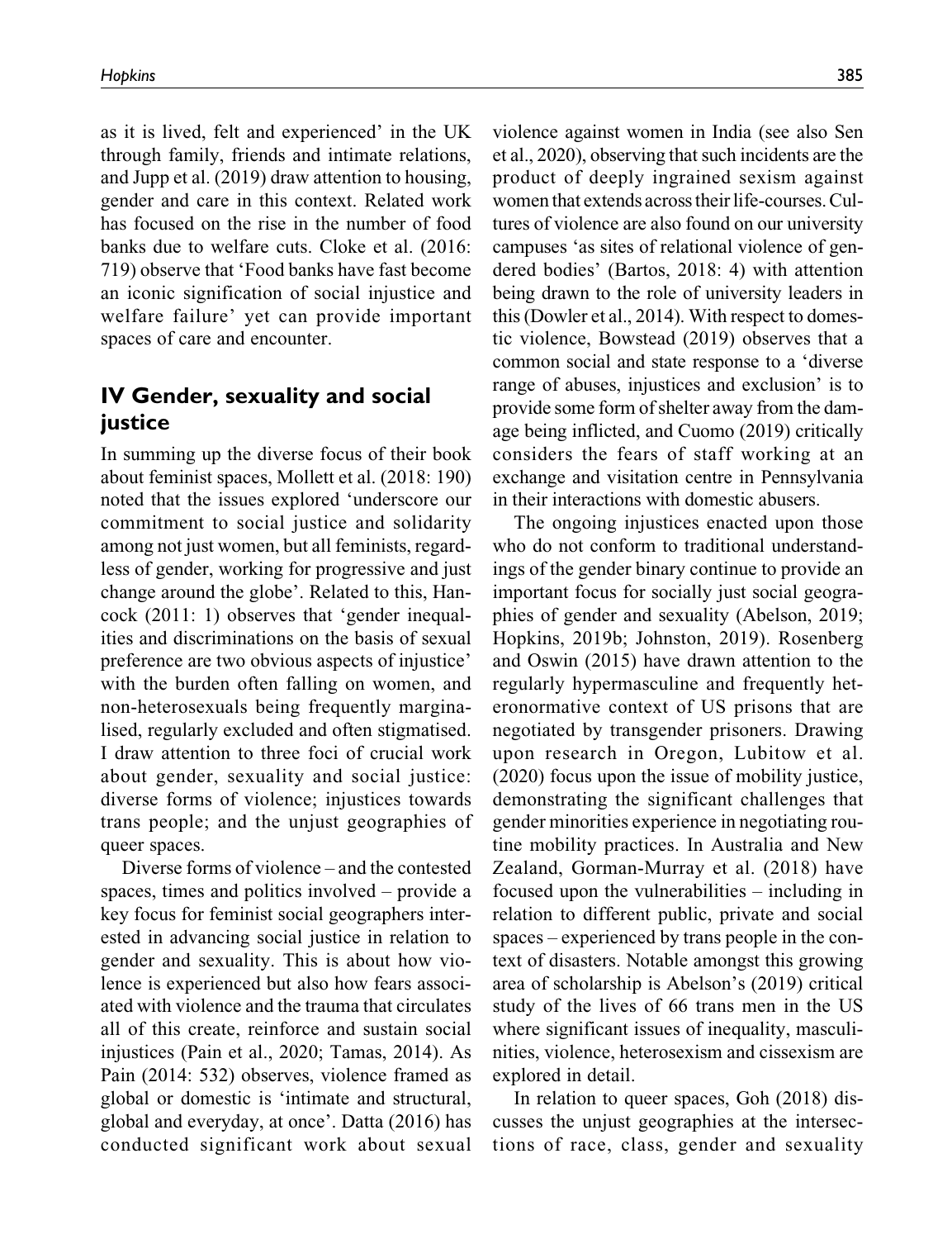as it is lived, felt and experienced' in the UK through family, friends and intimate relations, and Jupp et al. (2019) draw attention to housing, gender and care in this context. Related work has focused on the rise in the number of food banks due to welfare cuts. Cloke et al. (2016: 719) observe that 'Food banks have fast become an iconic signification of social injustice and welfare failure' yet can provide important spaces of care and encounter.

## IV Gender, sexuality and social justice

In summing up the diverse focus of their book about feminist spaces, Mollett et al. (2018: 190) noted that the issues explored 'underscore our commitment to social justice and solidarity among not just women, but all feminists, regardless of gender, working for progressive and just change around the globe'. Related to this, Hancock (2011: 1) observes that 'gender inequalities and discriminations on the basis of sexual preference are two obvious aspects of injustice' with the burden often falling on women, and non-heterosexuals being frequently marginalised, regularly excluded and often stigmatised. I draw attention to three foci of crucial work about gender, sexuality and social justice: diverse forms of violence; injustices towards trans people; and the unjust geographies of queer spaces.

Diverse forms of violence – and the contested spaces, times and politics involved – provide a key focus for feminist social geographers interested in advancing social justice in relation to gender and sexuality. This is about how violence is experienced but also how fears associated with violence and the trauma that circulates all of this create, reinforce and sustain social injustices (Pain et al., 2020; Tamas, 2014). As Pain (2014: 532) observes, violence framed as global or domestic is 'intimate and structural, global and everyday, at once'. Datta (2016) has conducted significant work about sexual violence against women in India (see also Sen et al., 2020), observing that such incidents are the product of deeply ingrained sexism against women that extends across their life-courses. Cultures of violence are also found on our university campuses 'as sites of relational violence of gendered bodies' (Bartos, 2018: 4) with attention being drawn to the role of university leaders in this (Dowler et al., 2014). With respect to domestic violence, Bowstead (2019) observes that a common social and state response to a 'diverse range of abuses, injustices and exclusion' is to provide some form of shelter away from the damage being inflicted, and Cuomo (2019) critically considers the fears of staff working at an exchange and visitation centre in Pennsylvania in their interactions with domestic abusers.

The ongoing injustices enacted upon those who do not conform to traditional understandings of the gender binary continue to provide an important focus for socially just social geographies of gender and sexuality (Abelson, 2019; Hopkins, 2019b; Johnston, 2019). Rosenberg and Oswin (2015) have drawn attention to the regularly hypermasculine and frequently heteronormative context of US prisons that are negotiated by transgender prisoners. Drawing upon research in Oregon, Lubitow et al. (2020) focus upon the issue of mobility justice, demonstrating the significant challenges that gender minorities experience in negotiating routine mobility practices. In Australia and New Zealand, Gorman-Murray et al. (2018) have focused upon the vulnerabilities – including in relation to different public, private and social spaces – experienced by trans people in the context of disasters. Notable amongst this growing area of scholarship is Abelson's (2019) critical study of the lives of 66 trans men in the US where significant issues of inequality, masculinities, violence, heterosexism and cissexism are explored in detail.

In relation to queer spaces, Goh (2018) discusses the unjust geographies at the intersections of race, class, gender and sexuality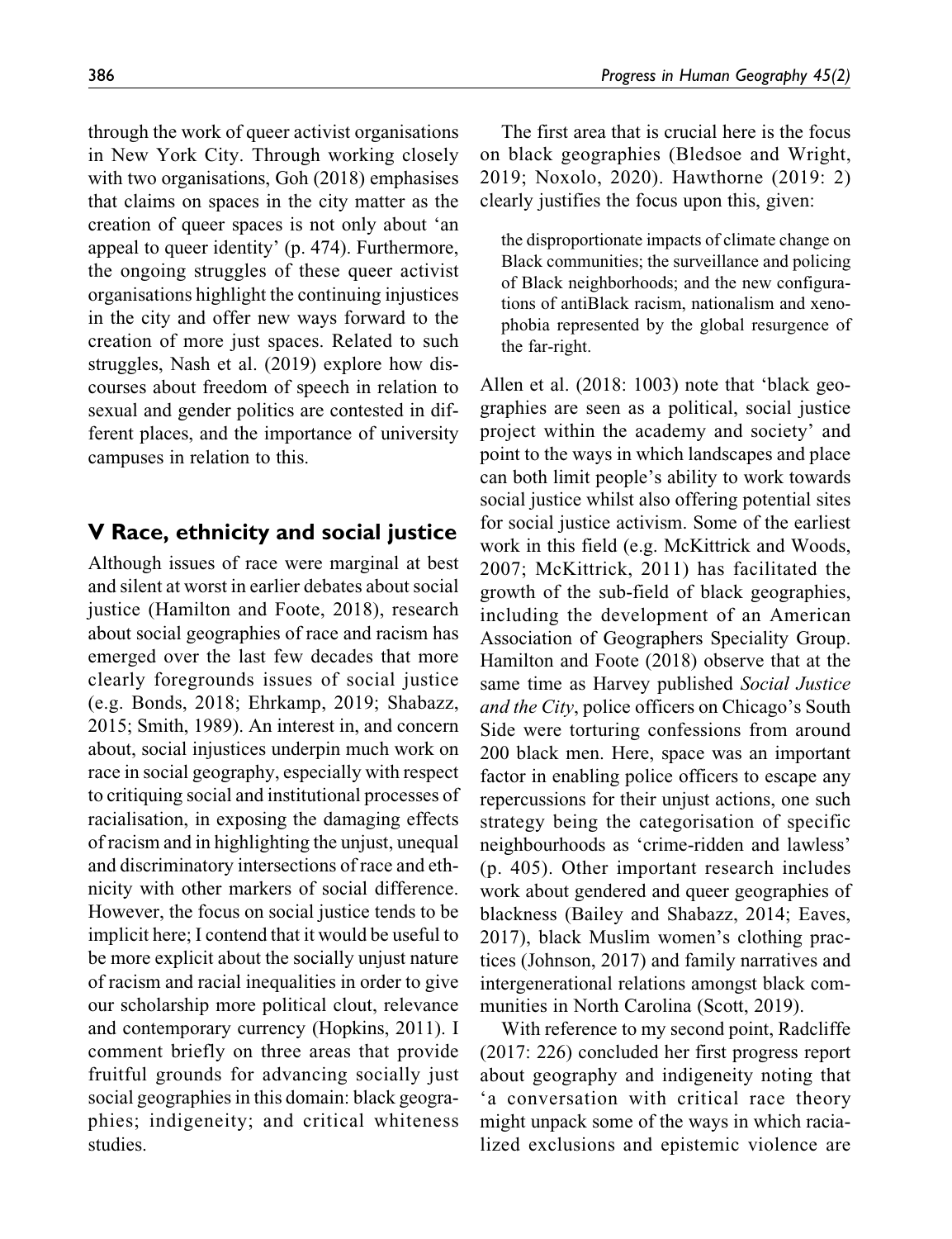through the work of queer activist organisations in New York City. Through working closely with two organisations, Goh (2018) emphasises that claims on spaces in the city matter as the creation of queer spaces is not only about 'an appeal to queer identity' (p. 474). Furthermore, the ongoing struggles of these queer activist organisations highlight the continuing injustices in the city and offer new ways forward to the creation of more just spaces. Related to such struggles, Nash et al. (2019) explore how discourses about freedom of speech in relation to sexual and gender politics are contested in different places, and the importance of university campuses in relation to this.

## V Race, ethnicity and social justice

Although issues of race were marginal at best and silent at worst in earlier debates about social justice (Hamilton and Foote, 2018), research about social geographies of race and racism has emerged over the last few decades that more clearly foregrounds issues of social justice (e.g. Bonds, 2018; Ehrkamp, 2019; Shabazz, 2015; Smith, 1989). An interest in, and concern about, social injustices underpin much work on race in social geography, especially with respect to critiquing social and institutional processes of racialisation, in exposing the damaging effects of racism and in highlighting the unjust, unequal and discriminatory intersections of race and ethnicity with other markers of social difference. However, the focus on social justice tends to be implicit here; I contend that it would be useful to be more explicit about the socially unjust nature of racism and racial inequalities in order to give our scholarship more political clout, relevance and contemporary currency (Hopkins, 2011). I comment briefly on three areas that provide fruitful grounds for advancing socially just social geographies in this domain: black geographies; indigeneity; and critical whiteness studies.

The first area that is crucial here is the focus on black geographies (Bledsoe and Wright, 2019; Noxolo, 2020). Hawthorne (2019: 2) clearly justifies the focus upon this, given:

> the disproportionate impacts of climate change on Black communities; the surveillance and policing of Black neighborhoods; and the new configurations of antiBlack racism, nationalism and xenophobia represented by the global resurgence of the far-right.

Allen et al. (2018: 1003) note that 'black geographies are seen as a political, social justice project within the academy and society' and point to the ways in which landscapes and place can both limit people's ability to work towards social justice whilst also offering potential sites for social justice activism. Some of the earliest work in this field (e.g. McKittrick and Woods, 2007; McKittrick, 2011) has facilitated the growth of the sub-field of black geographies, including the development of an American Association of Geographers Speciality Group. Hamilton and Foote (2018) observe that at the same time as Harvey published *Social Justice and the City*, police officers on Chicago's South Side were torturing confessions from around 200 black men. Here, space was an important factor in enabling police officers to escape any repercussions for their unjust actions, one such strategy being the categorisation of specific neighbourhoods as 'crime-ridden and lawless' (p. 405). Other important research includes work about gendered and queer geographies of blackness (Bailey and Shabazz, 2014; Eaves, 2017), black Muslim women's clothing practices (Johnson, 2017) and family narratives and intergenerational relations amongst black communities in North Carolina (Scott, 2019).

With reference to my second point, Radcliffe (2017: 226) concluded her first progress report about geography and indigeneity noting that 'a conversation with critical race theory might unpack some of the ways in which racialized exclusions and epistemic violence are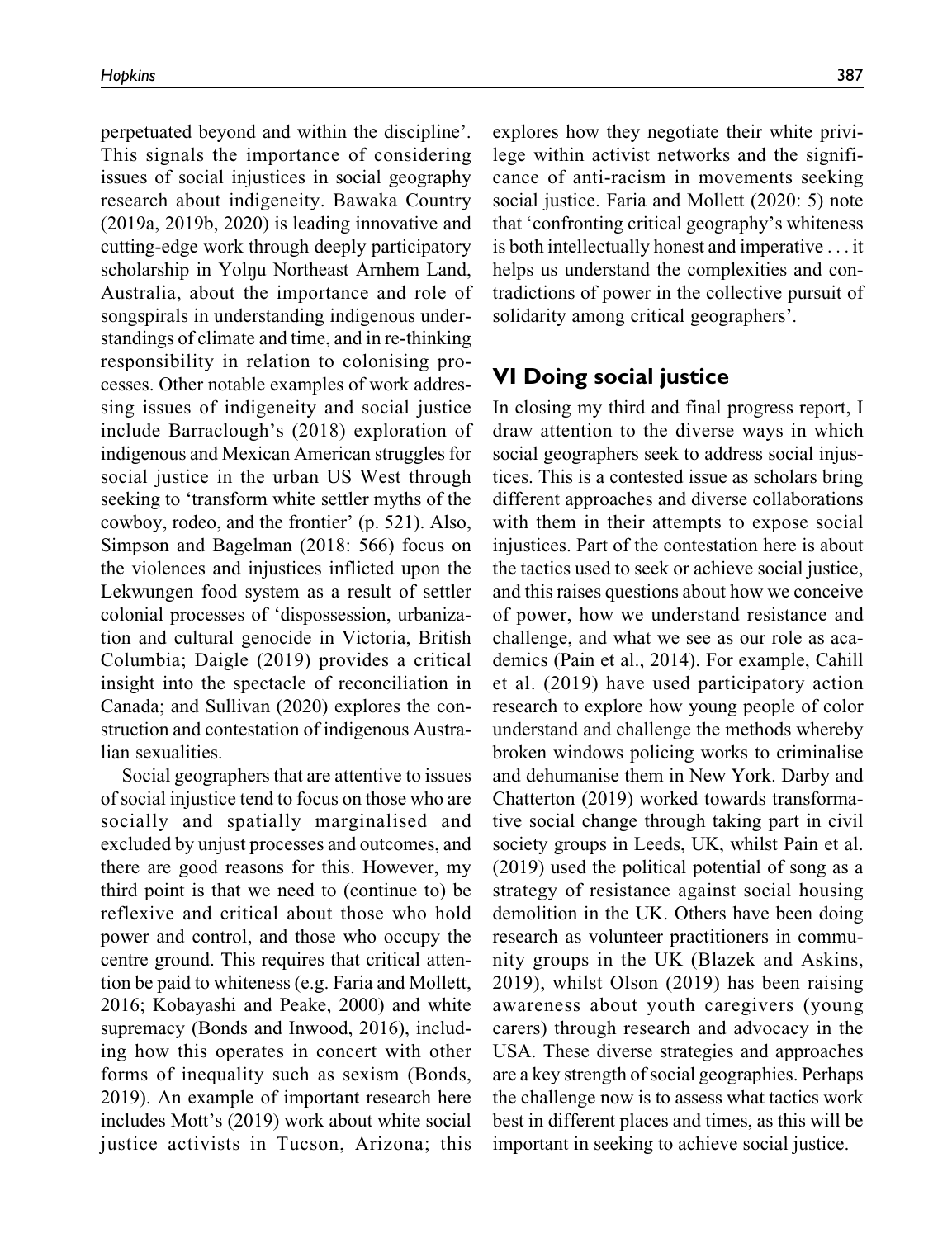perpetuated beyond and within the discipline'. This signals the importance of considering issues of social injustices in social geography research about indigeneity. Bawaka Country (2019a, 2019b, 2020) is leading innovative and cutting-edge work through deeply participatory scholarship in Yolŋu Northeast Arnhem Land, Australia, about the importance and role of songspirals in understanding indigenous understandings of climate and time, and in re-thinking responsibility in relation to colonising processes. Other notable examples of work addressing issues of indigeneity and social justice include Barraclough's (2018) exploration of indigenous and Mexican American struggles for social justice in the urban US West through seeking to 'transform white settler myths of the cowboy, rodeo, and the frontier' (p. 521). Also, Simpson and Bagelman (2018: 566) focus on the violences and injustices inflicted upon the Lekwungen food system as a result of settler colonial processes of 'dispossession, urbanization and cultural genocide in Victoria, British Columbia; Daigle (2019) provides a critical insight into the spectacle of reconciliation in Canada; and Sullivan (2020) explores the construction and contestation of indigenous Australian sexualities.

Social geographers that are attentive to issues of social injustice tend to focus on those who are socially and spatially marginalised and excluded by unjust processes and outcomes, and there are good reasons for this. However, my third point is that we need to (continue to) be reflexive and critical about those who hold power and control, and those who occupy the centre ground. This requires that critical attention be paid to whiteness (e.g. Faria and Mollett, 2016; Kobayashi and Peake, 2000) and white supremacy (Bonds and Inwood, 2016), including how this operates in concert with other forms of inequality such as sexism (Bonds, 2019). An example of important research here includes Mott's (2019) work about white social justice activists in Tucson, Arizona; this explores how they negotiate their white privilege within activist networks and the significance of anti-racism in movements seeking social justice. Faria and Mollett (2020: 5) note that 'confronting critical geography's whiteness is both intellectually honest and imperative . . . it helps us understand the complexities and contradictions of power in the collective pursuit of solidarity among critical geographers'.

## VI Doing social justice

In closing my third and final progress report, I draw attention to the diverse ways in which social geographers seek to address social injustices. This is a contested issue as scholars bring different approaches and diverse collaborations with them in their attempts to expose social injustices. Part of the contestation here is about the tactics used to seek or achieve social justice, and this raises questions about how we conceive of power, how we understand resistance and challenge, and what we see as our role as academics (Pain et al., 2014). For example, Cahill et al. (2019) have used participatory action research to explore how young people of color understand and challenge the methods whereby broken windows policing works to criminalise and dehumanise them in New York. Darby and Chatterton (2019) worked towards transformative social change through taking part in civil society groups in Leeds, UK, whilst Pain et al. (2019) used the political potential of song as a strategy of resistance against social housing demolition in the UK. Others have been doing research as volunteer practitioners in community groups in the UK (Blazek and Askins, 2019), whilst Olson (2019) has been raising awareness about youth caregivers (young carers) through research and advocacy in the USA. These diverse strategies and approaches are a key strength of social geographies. Perhaps the challenge now is to assess what tactics work best in different places and times, as this will be important in seeking to achieve social justice.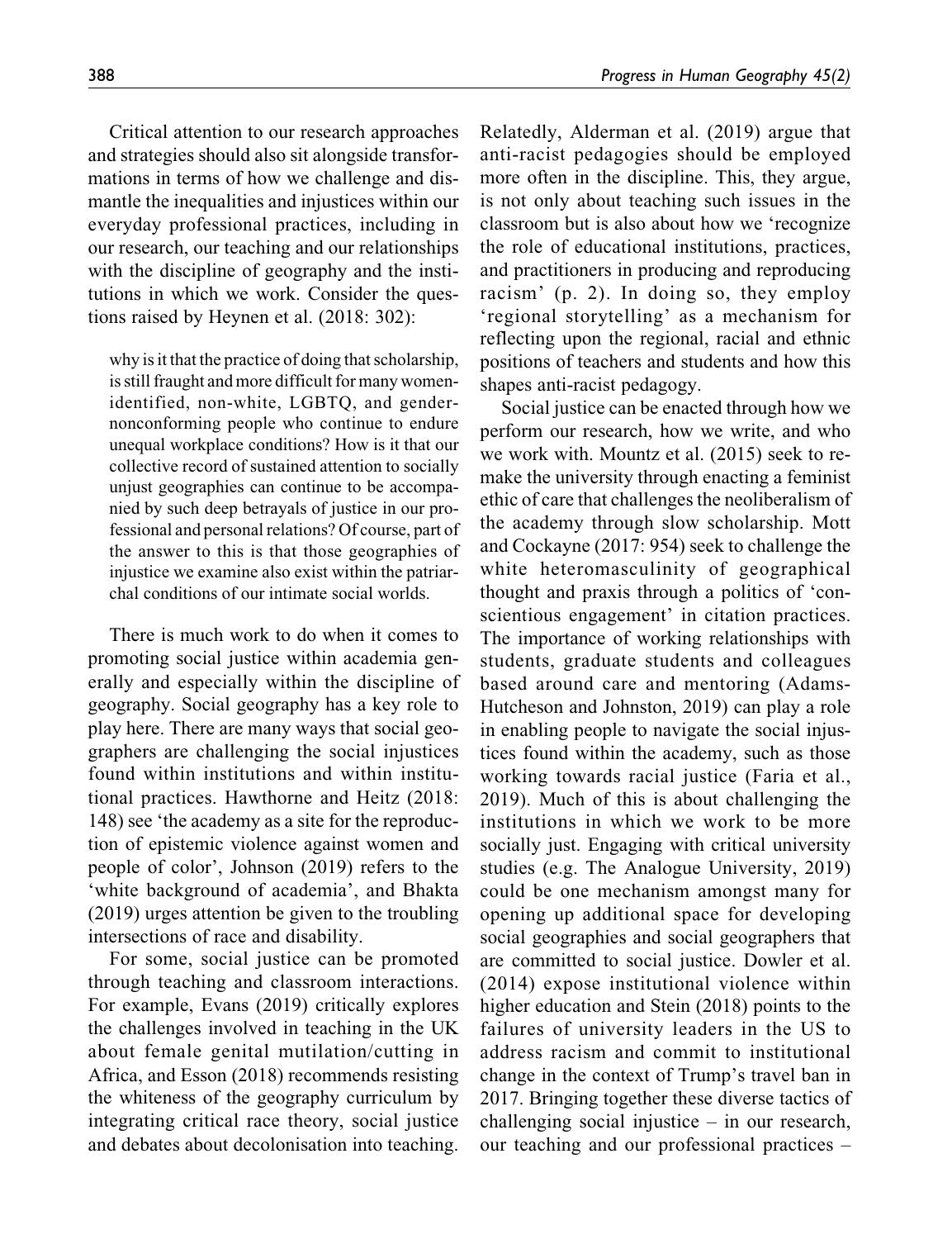Critical attention to our research approaches and strategies should also sit alongside transformations in terms of how we challenge and dismantle the inequalities and injustices within our everyday professional practices, including in our research, our teaching and our relationships with the discipline of geography and the institutions in which we work. Consider the questions raised by Heynen et al. (2018: 302):

> why is it that the practice of doing that scholarship, is still fraught and more difficult for many women-identified, non-white, LGBTQ, and gender-nonconforming people who continue to endure unequal workplace conditions? How is it that our collective record of sustained attention to socially unjust geographies can continue to be accompanied by such deep betrayals of justice in our professional and personal relations? Of course, part of the answer to this is that those geographies of injustice we examine also exist within the patriarchal conditions of our intimate social worlds.

There is much work to do when it comes to promoting social justice within academia generally and especially within the discipline of geography. Social geography has a key role to play here. There are many ways that social geographers are challenging the social injustices found within institutions and within institutional practices. Hawthorne and Heitz (2018: 148) see 'the academy as a site for the reproduction of epistemic violence against women and people of color', Johnson (2019) refers to the 'white background of academia', and Bhakta (2019) urges attention be given to the troubling intersections of race and disability.

For some, social justice can be promoted through teaching and classroom interactions. For example, Evans (2019) critically explores the challenges involved in teaching in the UK about female genital mutilation/cutting in Africa, and Esson (2018) recommends resisting the whiteness of the geography curriculum by integrating critical race theory, social justice and debates about decolonisation into teaching. Relatedly, Alderman et al. (2019) argue that anti-racist pedagogies should be employed more often in the discipline. This, they argue, is not only about teaching such issues in the classroom but is also about how we 'recognize the role of educational institutions, practices, and practitioners in producing and reproducing racism' (p. 2). In doing so, they employ 'regional storytelling' as a mechanism for reflecting upon the regional, racial and ethnic positions of teachers and students and how this shapes anti-racist pedagogy.

Social justice can be enacted through how we perform our research, how we write, and who we work with. Mountz et al. (2015) seek to remake the university through enacting a feminist ethic of care that challenges the neoliberalism of the academy through slow scholarship. Mott and Cockayne (2017: 954) seek to challenge the white heteromasculinity of geographical thought and praxis through a politics of 'conscientious engagement' in citation practices. The importance of working relationships with students, graduate students and colleagues based around care and mentoring (Adams-Hutcheson and Johnston, 2019) can play a role in enabling people to navigate the social injustices found within the academy, such as those working towards racial justice (Faria et al., 2019). Much of this is about challenging the institutions in which we work to be more socially just. Engaging with critical university studies (e.g. The Analogue University, 2019) could be one mechanism amongst many for opening up additional space for developing social geographies and social geographers that are committed to social justice. Dowler et al. (2014) expose institutional violence within higher education and Stein (2018) points to the failures of university leaders in the US to address racism and commit to institutional change in the context of Trump's travel ban in 2017. Bringing together these diverse tactics of challenging social injustice – in our research, our teaching and our professional practices –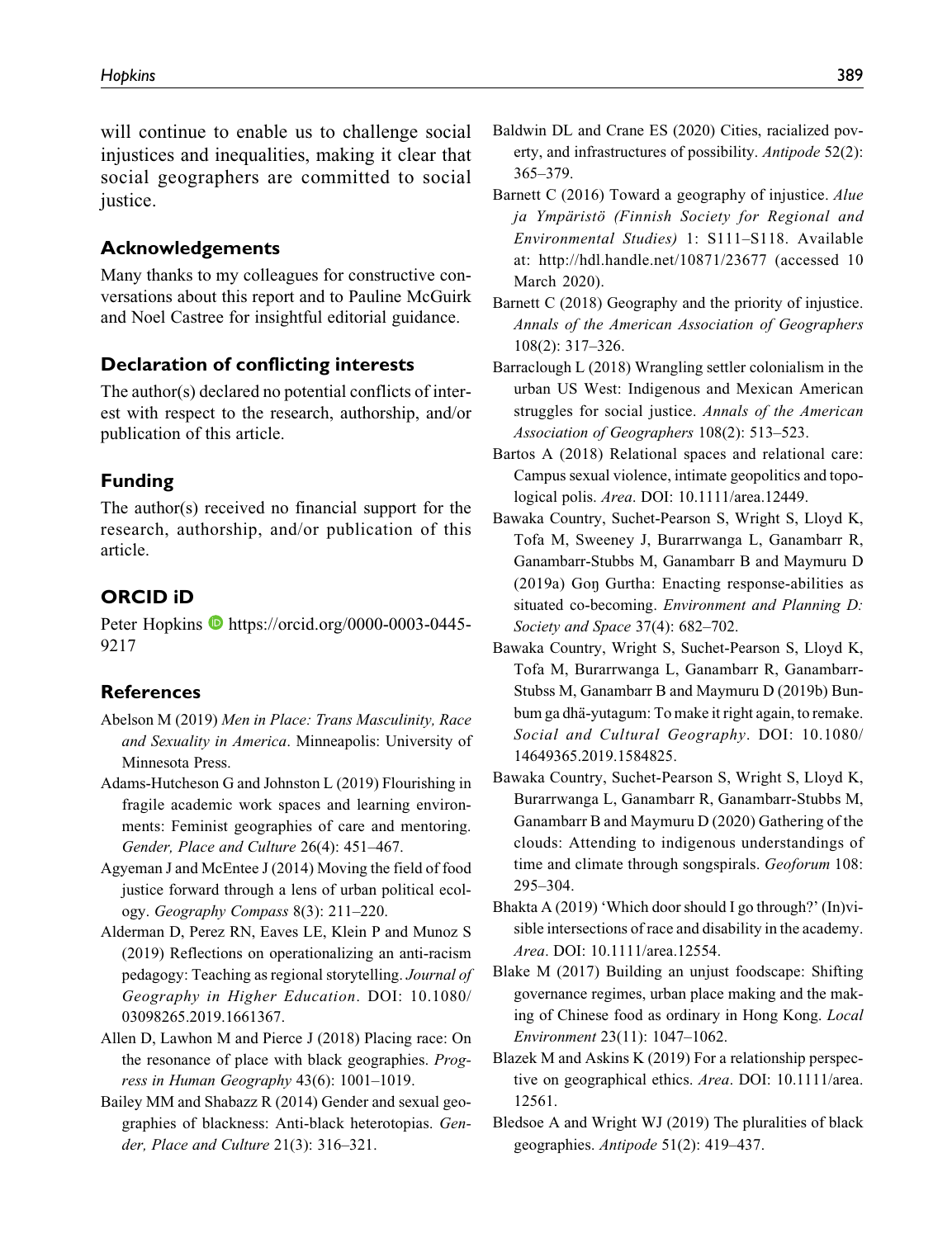will continue to enable us to challenge social injustices and inequalities, making it clear that social geographers are committed to social justice.

## Acknowledgements

Many thanks to my colleagues for constructive conversations about this report and to Pauline McGuirk and Noel Castree for insightful editorial guidance.

## Declaration of conflicting interests

The author(s) declared no potential conflicts of interest with respect to the research, authorship, and/or publication of this article.

## Funding

The author(s) received no financial support for the research, authorship, and/or publication of this article.

## ORCID iD

Peter Hopkins https://orcid.org/0000-0003-0445-9217

## References

Abelson M (2019) *Men in Place: Trans Masculinity, Race and Sexuality in America*. Minneapolis: University of Minnesota Press.

Adams-Hutcheson G and Johnston L (2019) Flourishing in fragile academic work spaces and learning environments: Feminist geographies of care and mentoring. *Gender, Place and Culture* 26(4): 451–467.

Agyeman J and McEntee J (2014) Moving the field of food justice forward through a lens of urban political ecology. *Geography Compass* 8(3): 211–220.

Alderman D, Perez RN, Eaves LE, Klein P and Munoz S (2019) Reflections on operationalizing an anti-racism pedagogy: Teaching as regional storytelling. *Journal of Geography in Higher Education*. DOI: 10.1080/03098265.2019.1661367.

Allen D, Lawhon M and Pierce J (2018) Placing race: On the resonance of place with black geographies. *Progress in Human Geography* 43(6): 1001–1019.

Bailey MM and Shabazz R (2014) Gender and sexual geographies of blackness: Anti-black heterotopias. *Gender, Place and Culture* 21(3): 316–321.

Baldwin DL and Crane ES (2020) Cities, racialized poverty, and infrastructures of possibility. *Antipode* 52(2): 365–379.

Barnett C (2016) Toward a geography of injustice. *Alue ja Ympäristö (Finnish Society for Regional and Environmental Studies)* 1: S111–S118. Available at: http://hdl.handle.net/10871/23677 (accessed 10 March 2020).

Barnett C (2018) Geography and the priority of injustice. *Annals of the American Association of Geographers* 108(2): 317–326.

Barraclough L (2018) Wrangling settler colonialism in the urban US West: Indigenous and Mexican American struggles for social justice. *Annals of the American Association of Geographers* 108(2): 513–523.

Bartos A (2018) Relational spaces and relational care: Campus sexual violence, intimate geopolitics and topological polis. *Area*. DOI: 10.1111/area.12449.

Bawaka Country, Suchet-Pearson S, Wright S, Lloyd K, Tofa M, Sweeney J, Burarrwanga L, Ganambarr R, Ganambarr-Stubbs M, Ganambarr B and Maymuru D (2019a) Goŋ Gurtha: Enacting response-abilities as situated co-becoming. *Environment and Planning D: Society and Space* 37(4): 682–702.

Bawaka Country, Wright S, Suchet-Pearson S, Lloyd K, Tofa M, Burarrwanga L, Ganambarr R, Ganambarr-Stubss M, Ganambarr B and Maymuru D (2019b) Bunbum ga dhä-yutagum: To make it right again, to remake. *Social and Cultural Geography*. DOI: 10.1080/14649365.2019.1584825.

Bawaka Country, Suchet-Pearson S, Wright S, Lloyd K, Burarrwanga L, Ganambarr R, Ganambarr-Stubbs M, Ganambarr B and Maymuru D (2020) Gathering of the clouds: Attending to indigenous understandings of time and climate through songspirals. *Geoforum* 108: 295–304.

Bhakta A (2019) 'Which door should I go through?' (In)visible intersections of race and disability in the academy. *Area*. DOI: 10.1111/area.12554.

Blake M (2017) Building an unjust foodscape: Shifting governance regimes, urban place making and the making of Chinese food as ordinary in Hong Kong. *Local Environment* 23(11): 1047–1062.

Blazek M and Askins K (2019) For a relationship perspective on geographical ethics. *Area*. DOI: 10.1111/area.12561.

Bledsoe A and Wright WJ (2019) The pluralities of black geographies. *Antipode* 51(2): 419–437.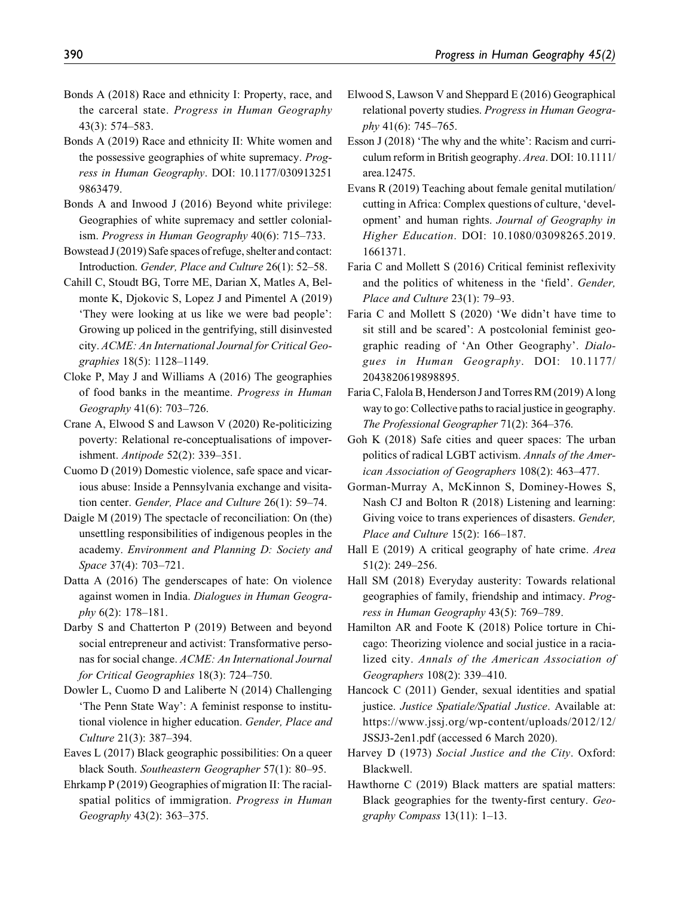Bonds A (2018) Race and ethnicity I: Property, race, and the carceral state. *Progress in Human Geography* 43(3): 574–583.

Bonds A (2019) Race and ethnicity II: White women and the possessive geographies of white supremacy. *Progress in Human Geography*. DOI: 10.1177/0309132519863479.

Bonds A and Inwood J (2016) Beyond white privilege: Geographies of white supremacy and settler colonialism. *Progress in Human Geography* 40(6): 715–733.

Bowstead J (2019) Safe spaces of refuge, shelter and contact: Introduction. *Gender, Place and Culture* 26(1): 52–58.

Cahill C, Stoudt BG, Torre ME, Darian X, Matles A, Belmonte K, Djokovic S, Lopez J and Pimentel A (2019) 'They were looking at us like we were bad people': Growing up policed in the gentrifying, still disinvested city. *ACME: An International Journal for Critical Geographies* 18(5): 1128–1149.

Cloke P, May J and Williams A (2016) The geographies of food banks in the meantime. *Progress in Human Geography* 41(6): 703–726.

Crane A, Elwood S and Lawson V (2020) Re-politicizing poverty: Relational re-conceptualisations of impoverishment. *Antipode* 52(2): 339–351.

Cuomo D (2019) Domestic violence, safe space and vicarious abuse: Inside a Pennsylvania exchange and visitation center. *Gender, Place and Culture* 26(1): 59–74.

Daigle M (2019) The spectacle of reconciliation: On (the) unsettling responsibilities of indigenous peoples in the academy. *Environment and Planning D: Society and Space* 37(4): 703–721.

Datta A (2016) The genderscapes of hate: On violence against women in India. *Dialogues in Human Geography* 6(2): 178–181.

Darby S and Chatterton P (2019) Between and beyond social entrepreneur and activist: Transformative personas for social change. *ACME: An International Journal for Critical Geographies* 18(3): 724–750.

Dowler L, Cuomo D and Laliberte N (2014) Challenging 'The Penn State Way': A feminist response to institutional violence in higher education. *Gender, Place and Culture* 21(3): 387–394.

Eaves L (2017) Black geographic possibilities: On a queer black South. *Southeastern Geographer* 57(1): 80–95.

Ehrkamp P (2019) Geographies of migration II: The racial-spatial politics of immigration. *Progress in Human Geography* 43(2): 363–375.

Elwood S, Lawson V and Sheppard E (2016) Geographical relational poverty studies. *Progress in Human Geography* 41(6): 745–765.

Esson J (2018) 'The why and the white': Racism and curriculum reform in British geography. *Area*. DOI: 10.1111/area.12475.

Evans R (2019) Teaching about female genital mutilation/cutting in Africa: Complex questions of culture, 'development' and human rights. *Journal of Geography in Higher Education*. DOI: 10.1080/03098265.2019.1661371.

Faria C and Mollett S (2016) Critical feminist reflexivity and the politics of whiteness in the 'field'. *Gender, Place and Culture* 23(1): 79–93.

Faria C and Mollett S (2020) 'We didn't have time to sit still and be scared': A postcolonial feminist geographic reading of 'An Other Geography'. *Dialogues in Human Geography*. DOI: 10.1177/2043820619898895.

Faria C, Falola B, Henderson J and Torres RM (2019) A long way to go: Collective paths to racial justice in geography. *The Professional Geographer* 71(2): 364–376.

Goh K (2018) Safe cities and queer spaces: The urban politics of radical LGBT activism. *Annals of the American Association of Geographers* 108(2): 463–477.

Gorman-Murray A, McKinnon S, Dominey-Howes S, Nash CJ and Bolton R (2018) Listening and learning: Giving voice to trans experiences of disasters. *Gender, Place and Culture* 15(2): 166–187.

Hall E (2019) A critical geography of hate crime. *Area* 51(2): 249–256.

Hall SM (2018) Everyday austerity: Towards relational geographies of family, friendship and intimacy. *Progress in Human Geography* 43(5): 769–789.

Hamilton AR and Foote K (2018) Police torture in Chicago: Theorizing violence and social justice in a racialized city. *Annals of the American Association of Geographers* 108(2): 339–410.

Hancock C (2011) Gender, sexual identities and spatial justice. *Justice Spatiale/Spatial Justice*. Available at: https://www.jssj.org/wp-content/uploads/2012/12/JSSJ3-2en1.pdf (accessed 6 March 2020).

Harvey D (1973) *Social Justice and the City*. Oxford: Blackwell.

Hawthorne C (2019) Black matters are spatial matters: Black geographies for the twenty-first century. *Geography Compass* 13(11): 1–13.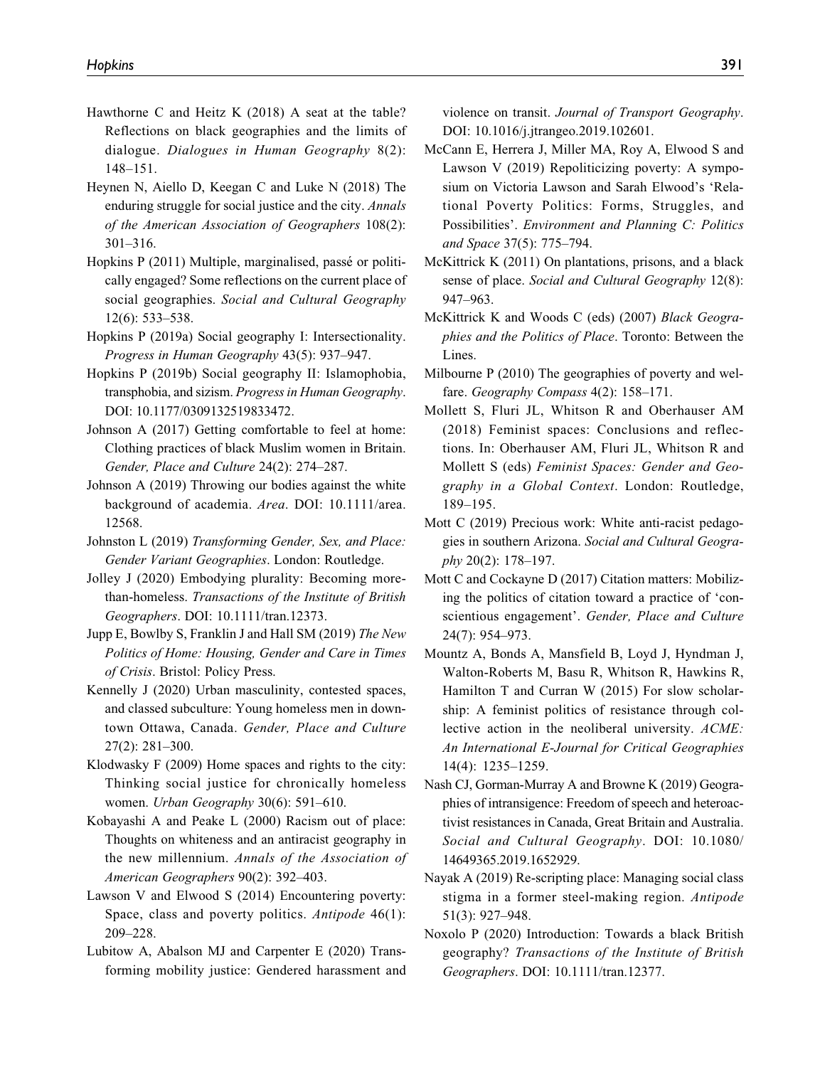Hawthorne C and Heitz K (2018) A seat at the table? Reflections on black geographies and the limits of dialogue. *Dialogues in Human Geography* 8(2): 148–151.

Heynen N, Aiello D, Keegan C and Luke N (2018) The enduring struggle for social justice and the city. *Annals of the American Association of Geographers* 108(2): 301–316.

Hopkins P (2011) Multiple, marginalised, passé or politically engaged? Some reflections on the current place of social geographies. *Social and Cultural Geography* 12(6): 533–538.

Hopkins P (2019a) Social geography I: Intersectionality. *Progress in Human Geography* 43(5): 937–947.

Hopkins P (2019b) Social geography II: Islamophobia, transphobia, and sizism. *Progress in Human Geography*. DOI: 10.1177/0309132519833472.

Johnson A (2017) Getting comfortable to feel at home: Clothing practices of black Muslim women in Britain. *Gender, Place and Culture* 24(2): 274–287.

Johnson A (2019) Throwing our bodies against the white background of academia. *Area*. DOI: 10.1111/area.12568.

Johnston L (2019) *Transforming Gender, Sex, and Place: Gender Variant Geographies*. London: Routledge.

Jolley J (2020) Embodying plurality: Becoming more-than-homeless. *Transactions of the Institute of British Geographers*. DOI: 10.1111/tran.12373.

Jupp E, Bowlby S, Franklin J and Hall SM (2019) *The New Politics of Home: Housing, Gender and Care in Times of Crisis*. Bristol: Policy Press.

Kennelly J (2020) Urban masculinity, contested spaces, and classed subculture: Young homeless men in downtown Ottawa, Canada. *Gender, Place and Culture* 27(2): 281–300.

Klodwasky F (2009) Home spaces and rights to the city: Thinking social justice for chronically homeless women. *Urban Geography* 30(6): 591–610.

Kobayashi A and Peake L (2000) Racism out of place: Thoughts on whiteness and an antiracist geography in the new millennium. *Annals of the Association of American Geographers* 90(2): 392–403.

Lawson V and Elwood S (2014) Encountering poverty: Space, class and poverty politics. *Antipode* 46(1): 209–228.

Lubitow A, Abalson MJ and Carpenter E (2020) Transforming mobility justice: Gendered harassment and violence on transit. *Journal of Transport Geography*. DOI: 10.1016/j.jtrangeo.2019.102601.

McCann E, Herrera J, Miller MA, Roy A, Elwood S and Lawson V (2019) Repoliticizing poverty: A symposium on Victoria Lawson and Sarah Elwood's 'Relational Poverty Politics: Forms, Struggles, and Possibilities'. *Environment and Planning C: Politics and Space* 37(5): 775–794.

McKittrick K (2011) On plantations, prisons, and a black sense of place. *Social and Cultural Geography* 12(8): 947–963.

McKittrick K and Woods C (eds) (2007) *Black Geographies and the Politics of Place*. Toronto: Between the Lines.

Milbourne P (2010) The geographies of poverty and welfare. *Geography Compass* 4(2): 158–171.

Mollett S, Fluri JL, Whitson R and Oberhauser AM (2018) Feminist spaces: Conclusions and reflections. In: Oberhauser AM, Fluri JL, Whitson R and Mollett S (eds) *Feminist Spaces: Gender and Geography in a Global Context*. London: Routledge, 189–195.

Mott C (2019) Precious work: White anti-racist pedagogies in southern Arizona. *Social and Cultural Geography* 20(2): 178–197.

Mott C and Cockayne D (2017) Citation matters: Mobilizing the politics of citation toward a practice of 'conscientious engagement'. *Gender, Place and Culture* 24(7): 954–973.

Mountz A, Bonds A, Mansfield B, Loyd J, Hyndman J, Walton-Roberts M, Basu R, Whitson R, Hawkins R, Hamilton T and Curran W (2015) For slow scholarship: A feminist politics of resistance through collective action in the neoliberal university. *ACME: An International E-Journal for Critical Geographies* 14(4): 1235–1259.

Nash CJ, Gorman-Murray A and Browne K (2019) Geographies of intransigence: Freedom of speech and heteroactivist resistances in Canada, Great Britain and Australia. *Social and Cultural Geography*. DOI: 10.1080/14649365.2019.1652929.

Nayak A (2019) Re-scripting place: Managing social class stigma in a former steel-making region. *Antipode* 51(3): 927–948.

Noxolo P (2020) Introduction: Towards a black British geography? *Transactions of the Institute of British Geographers*. DOI: 10.1111/tran.12377.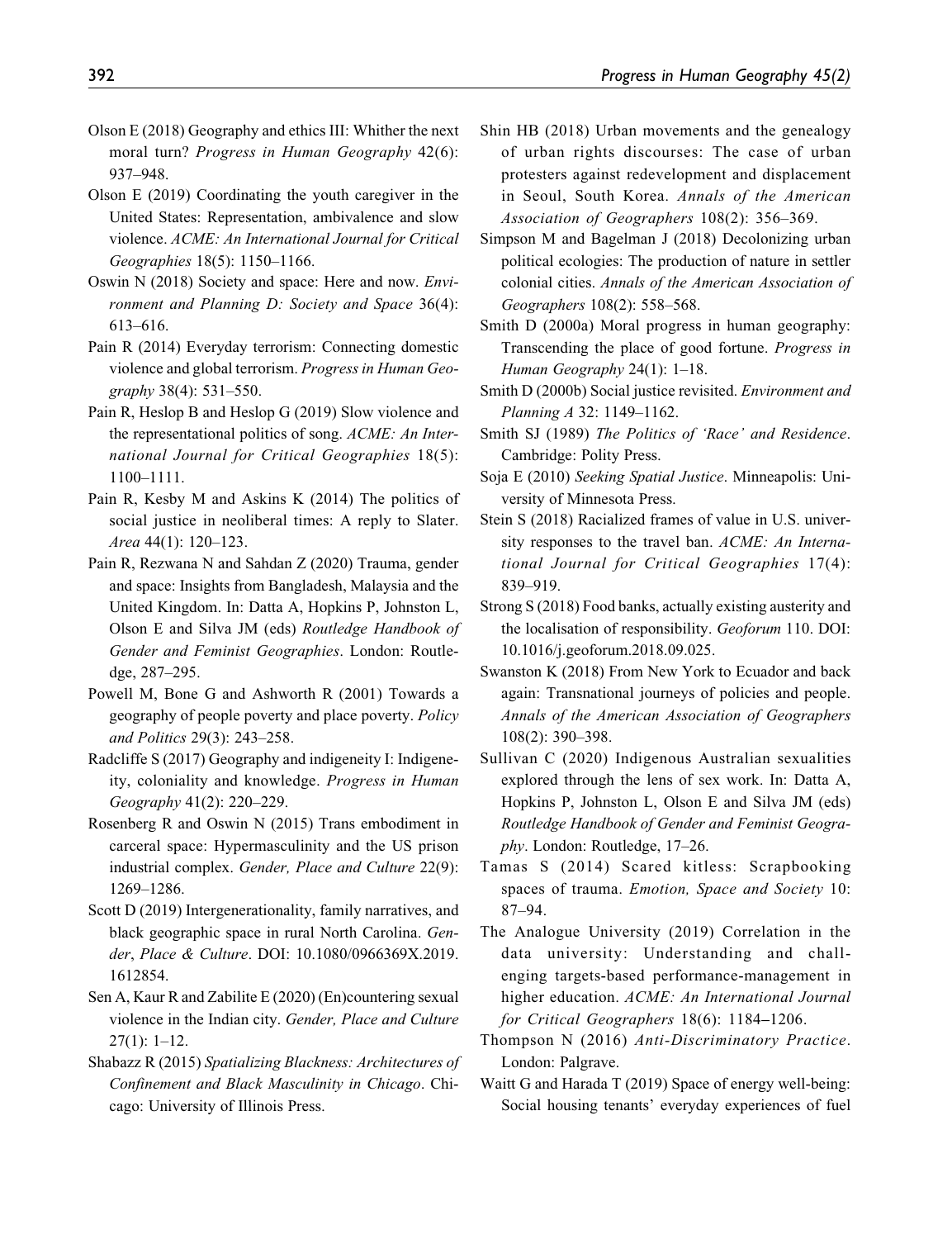Olson E (2018) Geography and ethics III: Whither the next moral turn? *Progress in Human Geography* 42(6): 937–948.

Olson E (2019) Coordinating the youth caregiver in the United States: Representation, ambivalence and slow violence. *ACME: An International Journal for Critical Geographies* 18(5): 1150–1166.

Oswin N (2018) Society and space: Here and now. *Environment and Planning D: Society and Space* 36(4): 613–616.

Pain R (2014) Everyday terrorism: Connecting domestic violence and global terrorism. *Progress in Human Geography* 38(4): 531–550.

Pain R, Heslop B and Heslop G (2019) Slow violence and the representational politics of song. *ACME: An International Journal for Critical Geographies* 18(5): 1100–1111.

Pain R, Kesby M and Askins K (2014) The politics of social justice in neoliberal times: A reply to Slater. *Area* 44(1): 120–123.

Pain R, Rezwana N and Sahdan Z (2020) Trauma, gender and space: Insights from Bangladesh, Malaysia and the United Kingdom. In: Datta A, Hopkins P, Johnston L, Olson E and Silva JM (eds) *Routledge Handbook of Gender and Feminist Geographies*. London: Routledge, 287–295.

Powell M, Bone G and Ashworth R (2001) Towards a geography of people poverty and place poverty. *Policy and Politics* 29(3): 243–258.

Radcliffe S (2017) Geography and indigeneity I: Indigeneity, coloniality and knowledge. *Progress in Human Geography* 41(2): 220–229.

Rosenberg R and Oswin N (2015) Trans embodiment in carceral space: Hypermasculinity and the US prison industrial complex. *Gender, Place and Culture* 22(9): 1269–1286.

Scott D (2019) Intergenerationality, family narratives, and black geographic space in rural North Carolina. *Gender, Place & Culture*. DOI: 10.1080/0966369X.2019.1612854.

Sen A, Kaur R and Zabilite E (2020) (En)countering sexual violence in the Indian city. *Gender, Place and Culture* 27(1): 1–12.

Shabazz R (2015) *Spatializing Blackness: Architectures of Confinement and Black Masculinity in Chicago*. Chicago: University of Illinois Press.

Shin HB (2018) Urban movements and the genealogy of urban rights discourses: The case of urban protesters against redevelopment and displacement in Seoul, South Korea. *Annals of the American Association of Geographers* 108(2): 356–369.

Simpson M and Bagelman J (2018) Decolonizing urban political ecologies: The production of nature in settler colonial cities. *Annals of the American Association of Geographers* 108(2): 558–568.

Smith D (2000a) Moral progress in human geography: Transcending the place of good fortune. *Progress in Human Geography* 24(1): 1–18.

Smith D (2000b) Social justice revisited. *Environment and Planning A* 32: 1149–1162.

Smith SJ (1989) *The Politics of 'Race' and Residence*. Cambridge: Polity Press.

Soja E (2010) *Seeking Spatial Justice*. Minneapolis: University of Minnesota Press.

Stein S (2018) Racialized frames of value in U.S. university responses to the travel ban. *ACME: An International Journal for Critical Geographies* 17(4): 839–919.

Strong S (2018) Food banks, actually existing austerity and the localisation of responsibility. *Geoforum* 110. DOI: 10.1016/j.geoforum.2018.09.025.

Swanston K (2018) From New York to Ecuador and back again: Transnational journeys of policies and people. *Annals of the American Association of Geographers* 108(2): 390–398.

Sullivan C (2020) Indigenous Australian sexualities explored through the lens of sex work. In: Datta A, Hopkins P, Johnston L, Olson E and Silva JM (eds) *Routledge Handbook of Gender and Feminist Geography*. London: Routledge, 17–26.

Tamas S (2014) Scared kitless: Scrapbooking spaces of trauma. *Emotion, Space and Society* 10: 87–94.

The Analogue University (2019) Correlation in the data university: Understanding and challenging targets-based performance-management in higher education. *ACME: An International Journal for Critical Geographers* 18(6): 1184–1206.

Thompson N (2016) *Anti-Discriminatory Practice*. London: Palgrave.

Waitt G and Harada T (2019) Space of energy well-being: Social housing tenants' everyday experiences of fuel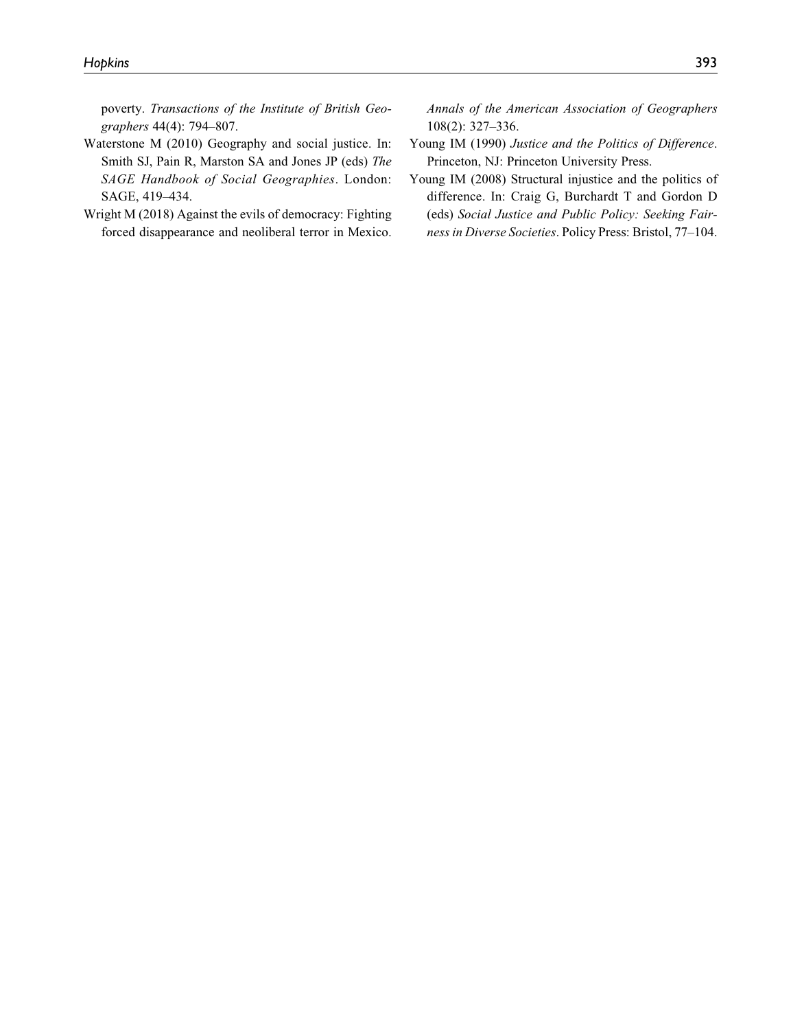poverty. *Transactions of the Institute of British Geographers* 44(4): 794–807.

Waterstone M (2010) Geography and social justice. In: Smith SJ, Pain R, Marston SA and Jones JP (eds) *The SAGE Handbook of Social Geographies*. London: SAGE, 419–434.

Wright M (2018) Against the evils of democracy: Fighting forced disappearance and neoliberal terror in Mexico. *Annals of the American Association of Geographers* 108(2): 327–336.

Young IM (1990) *Justice and the Politics of Difference*. Princeton, NJ: Princeton University Press.

Young IM (2008) Structural injustice and the politics of difference. In: Craig G, Burchardt T and Gordon D (eds) *Social Justice and Public Policy: Seeking Fairness in Diverse Societies*. Policy Press: Bristol, 77–104.